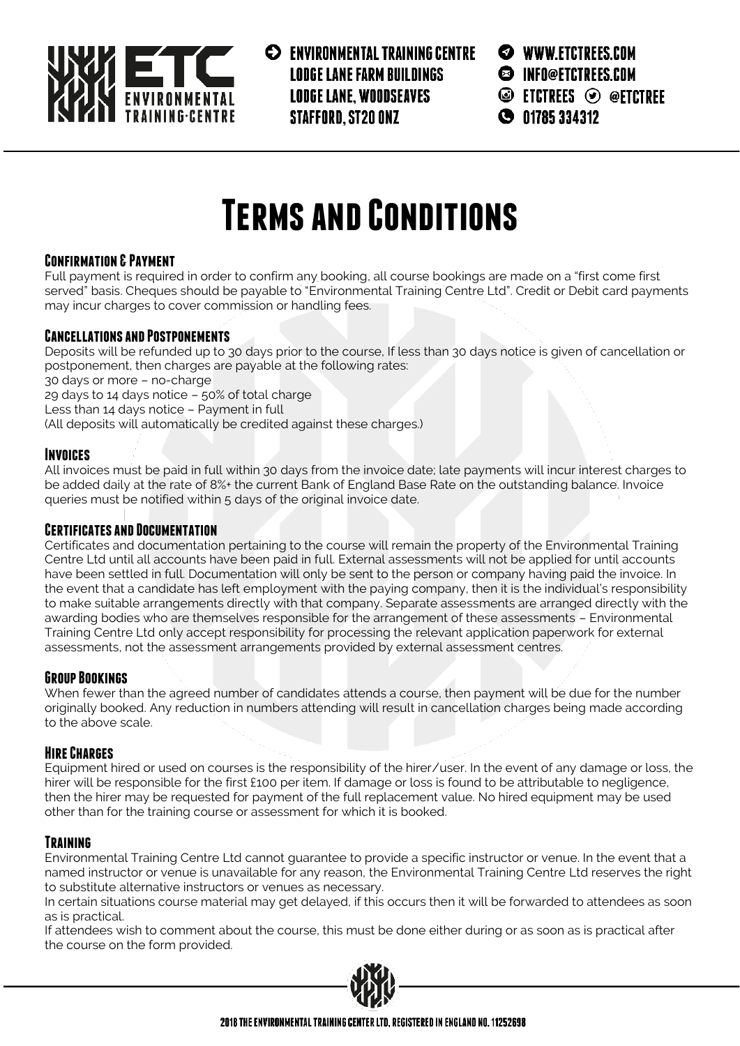ENVIRONMENTAL TRAINING CENTRE
LODGE LANE FARM BUILDINGS
LODGE LANE, WOODSEAVES
STAFFORD, ST20 0NZ

WWW.ETCTREES.COM
INFO@ETCTREES.COM
ETCTREES @ETCTREE
01785 334312

# Terms and Conditions

### Confirmation & Payment

Full payment is required in order to confirm any booking, all course bookings are made on a "first come first served" basis. Cheques should be payable to "Environmental Training Centre Ltd". Credit or Debit card payments may incur charges to cover commission or handling fees.

### Cancellations and Postponements

Deposits will be refunded up to 30 days prior to the course, If less than 30 days notice is given of cancellation or postponement, then charges are payable at the following rates:
30 days or more – no-charge
29 days to 14 days notice – 50% of total charge
Less than 14 days notice – Payment in full
(All deposits will automatically be credited against these charges.)

### Invoices

All invoices must be paid in full within 30 days from the invoice date; late payments will incur interest charges to be added daily at the rate of 8%+ the current Bank of England Base Rate on the outstanding balance. Invoice queries must be notified within 5 days of the original invoice date.

### Certificates and Documentation

Certificates and documentation pertaining to the course will remain the property of the Environmental Training Centre Ltd until all accounts have been paid in full. External assessments will not be applied for until accounts have been settled in full. Documentation will only be sent to the person or company having paid the invoice. In the event that a candidate has left employment with the paying company, then it is the individual's responsibility to make suitable arrangements directly with that company. Separate assessments are arranged directly with the awarding bodies who are themselves responsible for the arrangement of these assessments – Environmental Training Centre Ltd only accept responsibility for processing the relevant application paperwork for external assessments, not the assessment arrangements provided by external assessment centres.

### Group Bookings

When fewer than the agreed number of candidates attends a course, then payment will be due for the number originally booked. Any reduction in numbers attending will result in cancellation charges being made according to the above scale.

### Hire Charges

Equipment hired or used on courses is the responsibility of the hirer/user. In the event of any damage or loss, the hirer will be responsible for the first £100 per item. If damage or loss is found to be attributable to negligence, then the hirer may be requested for payment of the full replacement value. No hired equipment may be used other than for the training course or assessment for which it is booked.

### Training

Environmental Training Centre Ltd cannot guarantee to provide a specific instructor or venue. In the event that a named instructor or venue is unavailable for any reason, the Environmental Training Centre Ltd reserves the right to substitute alternative instructors or venues as necessary.

In certain situations course material may get delayed, if this occurs then it will be forwarded to attendees as soon as is practical.

If attendees wish to comment about the course, this must be done either during or as soon as is practical after the course on the form provided.

2018 THE ENVIRONMENTAL TRAINING CENTER LTD. REGISTERED IN ENGLAND NO. 11252698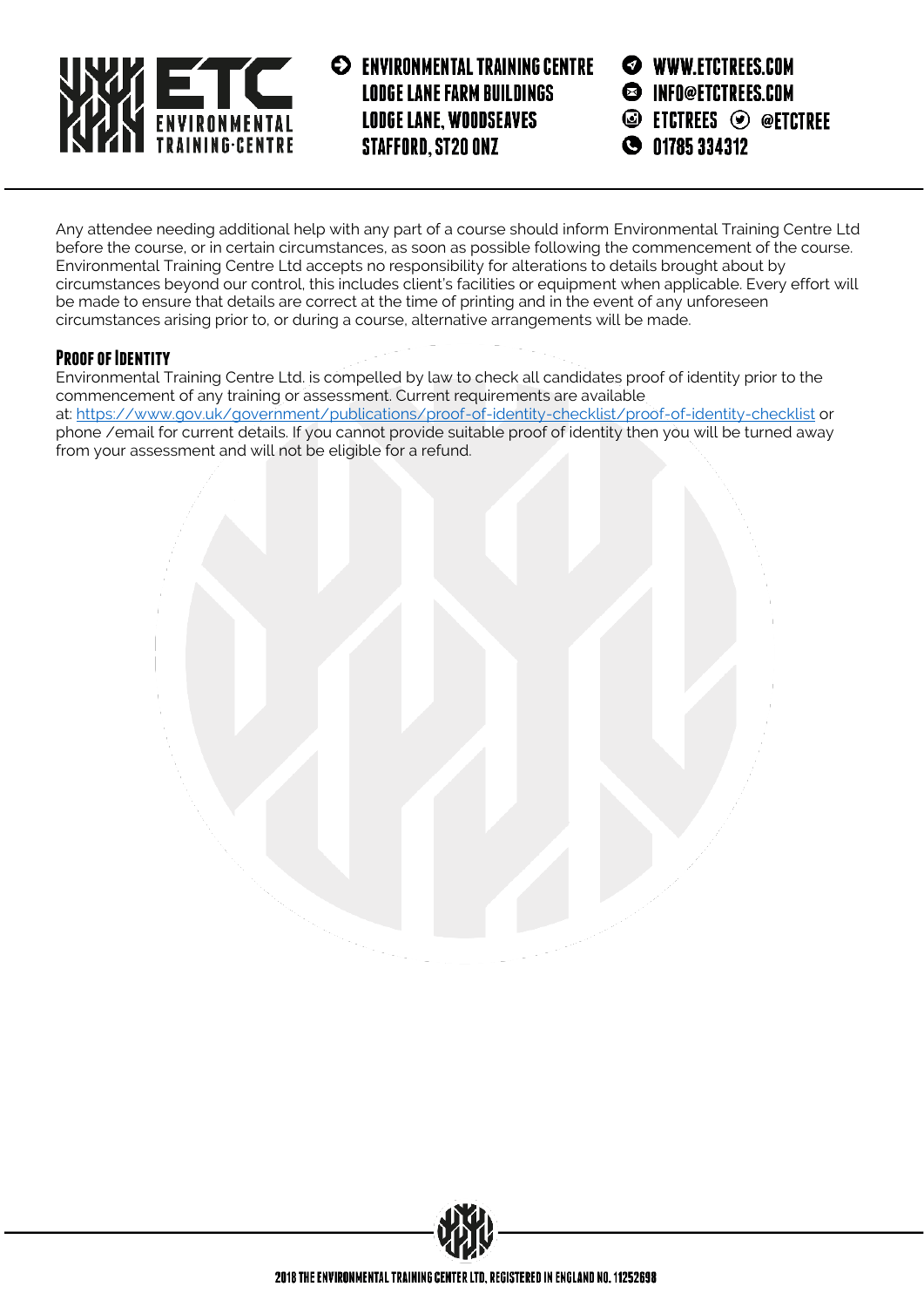Any attendee needing additional help with any part of a course should inform Environmental Training Centre Ltd before the course, or in certain circumstances, as soon as possible following the commencement of the course. Environmental Training Centre Ltd accepts no responsibility for alterations to details brought about by circumstances beyond our control, this includes client's facilities or equipment when applicable. Every effort will be made to ensure that details are correct at the time of printing and in the event of any unforeseen circumstances arising prior to, or during a course, alternative arrangements will be made.

## Proof of Identity

Environmental Training Centre Ltd. is compelled by law to check all candidates proof of identity prior to the commencement of any training or assessment. Current requirements are available at: https://www.gov.uk/government/publications/proof-of-identity-checklist/proof-of-identity-checklist or phone /email for current details. If you cannot provide suitable proof of identity then you will be turned away from your assessment and will not be eligible for a refund.